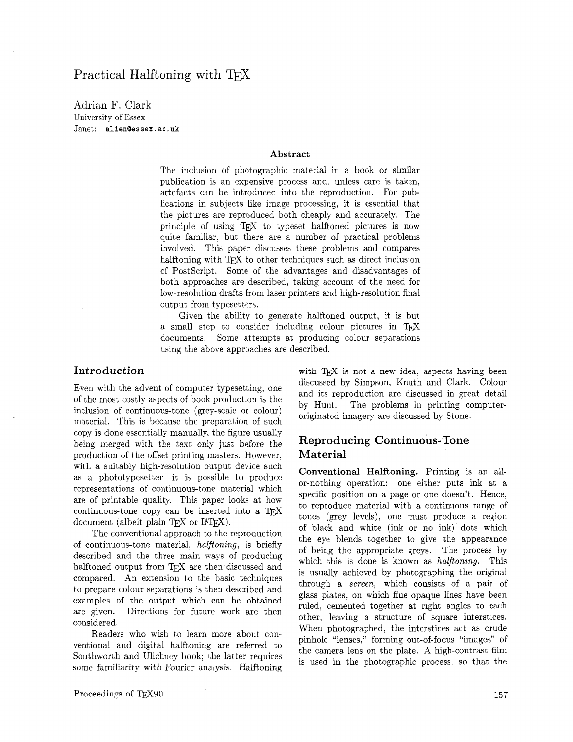# Practical Halftoning with TEX

Adrian F. Clark
University of Essex
Janet: **alien@essex.ac.uk**

### Abstract

The inclusion of photographic material in a book or similar publication is an expensive process and, unless care is taken, artefacts can be introduced into the reproduction. For publications in subjects like image processing, it is essential that the pictures are reproduced both cheaply and accurately. The principle of using TEX to typeset halftoned pictures is now quite familiar, but there are a number of practical problems involved. This paper discusses these problems and compares halftoning with TEX to other techniques such as direct inclusion of PostScript. Some of the advantages and disadvantages of both approaches are described, taking account of the need for low-resolution drafts from laser printers and high-resolution final output from typesetters.

Given the ability to generate halftoned output, it is but a small step to consider including colour pictures in TEX documents. Some attempts at producing colour separations using the above approaches are described.

## Introduction

Even with the advent of computer typesetting, one of the most costly aspects of book production is the inclusion of continuous-tone (grey-scale or colour) material. This is because the preparation of such copy is done essentially manually, the figure usually being merged with the text only just before the production of the offset printing masters. However, with a suitably high-resolution output device such as a phototypesetter, it is possible to produce representations of continuous-tone material which are of printable quality. This paper looks at how continuous-tone copy can be inserted into a TEX document (albeit plain TEX or LATEX).

The conventional approach to the reproduction of continuous-tone material, *halftoning*, is briefly described and the three main ways of producing halftoned output from TEX are then discussed and compared. An extension to the basic techniques to prepare colour separations is then described and examples of the output which can be obtained are given. Directions for future work are then considered.

Readers who wish to learn more about conventional and digital halftoning are referred to Southworth and Ulichney-book; the latter requires some familiarity with Fourier analysis. Halftoning with TEX is not a new idea, aspects having been discussed by Simpson, Knuth and Clark. Colour and its reproduction are discussed in great detail by Hunt. The problems in printing computer-originated imagery are discussed by Stone.

## Reproducing Continuous-Tone Material

**Conventional Halftoning.** Printing is an all-or-nothing operation: one either puts ink at a specific position on a page or one doesn't. Hence, to reproduce material with a continuous range of tones (grey levels), one must produce a region of black and white (ink or no ink) dots which the eye blends together to give the appearance of being the appropriate greys. The process by which this is done is known as *halftoning*. This is usually achieved by photographing the original through a *screen*, which consists of a pair of glass plates, on which fine opaque lines have been ruled, cemented together at right angles to each other, leaving a structure of square interstices. When photographed, the interstices act as crude pinhole "lenses," forming out-of-focus "images" of the camera lens on the plate. A high-contrast film is used in the photographic process, so that the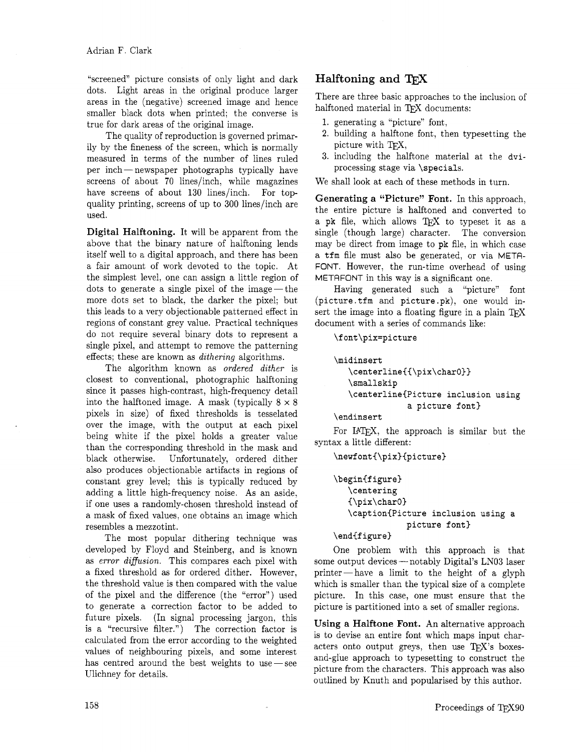"screened" picture consists of only light and dark dots. Light areas in the original produce larger areas in the (negative) screened image and hence smaller black dots when printed; the converse is true for dark areas of the original image.

The quality of reproduction is governed primarily by the fineness of the screen, which is normally measured in terms of the number of lines ruled per inch — newspaper photographs typically have screens of about 70 lines/inch, while magazines have screens of about 130 lines/inch. For top-quality printing, screens of up to 300 lines/inch are used.

**Digital Halftoning.** It will be apparent from the above that the binary nature of halftoning lends itself well to a digital approach, and there has been a fair amount of work devoted to the topic. At the simplest level, one can assign a little region of dots to generate a single pixel of the image — the more dots set to black, the darker the pixel; but this leads to a very objectionable patterned effect in regions of constant grey value. Practical techniques do not require several binary dots to represent a single pixel, and attempt to remove the patterning effects; these are known as *dithering* algorithms.

The algorithm known as *ordered dither* is closest to conventional, photographic halftoning since it passes high-contrast, high-frequency detail into the halftoned image. A mask (typically $8 \times 8$ pixels in size) of fixed thresholds is tesselated over the image, with the output at each pixel being white if the pixel holds a greater value than the corresponding threshold in the mask and black otherwise. Unfortunately, ordered dither also produces objectionable artifacts in regions of constant grey level; this is typically reduced by adding a little high-frequency noise. As an aside, if one uses a randomly-chosen threshold instead of a mask of fixed values, one obtains an image which resembles a mezzotint.

The most popular dithering technique was developed by Floyd and Steinberg, and is known as *error diffusion*. This compares each pixel with a fixed threshold as for ordered dither. However, the threshold value is then compared with the value of the pixel and the difference (the "error") used to generate a correction factor to be added to future pixels. (In signal processing jargon, this is a "recursive filter.") The correction factor is calculated from the error according to the weighted values of neighbouring pixels, and some interest has centred around the best weights to use — see Ulichney for details.

## Halftoning and TeX

There are three basic approaches to the inclusion of halftoned material in TeX documents:

1. generating a "picture" font,
2. building a halftone font, then typesetting the picture with TeX,
3. including the halftone material at the `dvi`-processing stage via `\specials`.

We shall look at each of these methods in turn.

**Generating a "Picture" Font.** In this approach, the entire picture is halftoned and converted to a `pk` file, which allows TeX to typeset it as a single (though large) character. The conversion may be direct from image to `pk` file, in which case a `tfm` file must also be generated, or via METAFONT. However, the run-time overhead of using METAFONT in this way is a significant one.

Having generated such a "picture" font (`picture.tfm` and `picture.pk`), one would insert the image into a floating figure in a plain TeX document with a series of commands like:

```
\font\pix=picture

\midinsert
   \centerline{{\pix\char0}}
   \smallskip
   \centerline{Picture inclusion using
               a picture font}
\endinsert
```

For LaTeX, the approach is similar but the syntax a little different:

```
\newfont{\pix}{picture}

\begin{figure}
   \centering
   {\pix\char0}
   \caption{Picture inclusion using a
               picture font}
\end{figure}
```

One problem with this approach is that some output devices — notably Digital's LN03 laser printer — have a limit to the height of a glyph which is smaller than the typical size of a complete picture. In this case, one must ensure that the picture is partitioned into a set of smaller regions.

**Using a Halftone Font.** An alternative approach is to devise an entire font which maps input characters onto output greys, then use TeX's boxes-and-glue approach to typesetting to construct the picture from the characters. This approach was also outlined by Knuth and popularised by this author.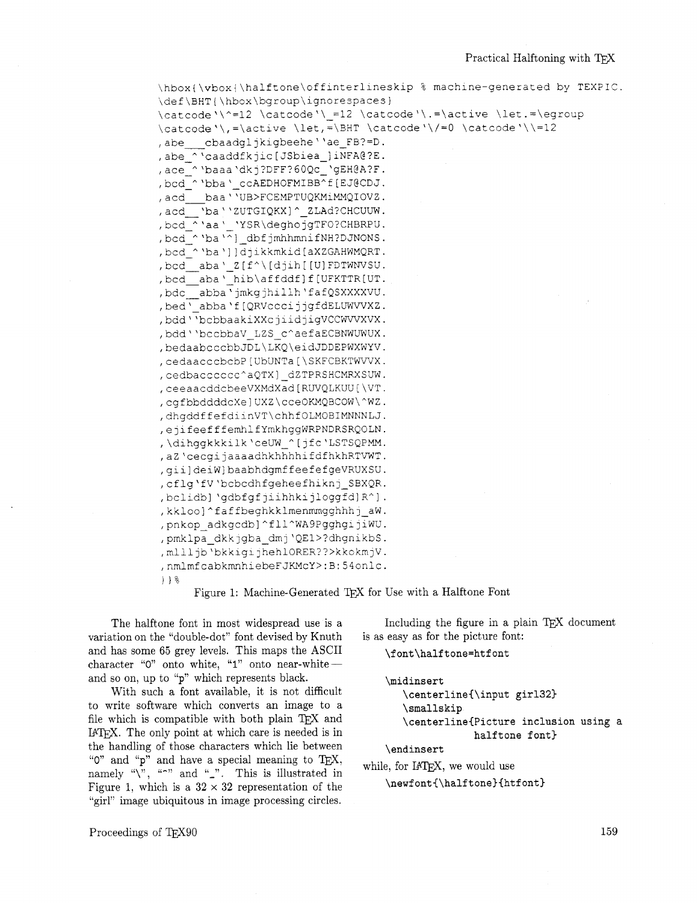```
\hbox{\vbox{\halftone\offinterlineskip % machine-generated by TEXPIC.
\def\BHT{\hbox\bgroup\ignorespaces}
\catcode'\^=12 \catcode'\_=12 \catcode'\.=\active \let.=\egroup
\catcode'\,=\active \let,=\BHT \catcode'\/=0 \catcode'\\=12
,abe___cbaadgljkigbeehe''ae_FB?=D.
,abe_^'caaddfkjic[JSbiea_]iNFA@?E.
,ace_^'baaa'dkj?DFF?60Qc_'gEH@A?F.
,bcd_^'bba'_ccAEDHOFMIBB^f[EJ@CDJ.
,acd__baa''UB>FCEMPTUQKMiMMQIOVZ.
,acd__'ba''ZUTGIQKX]^_ZLAd?CHCUUW.
,bcd_^'aa'_'YSR\deghojgTFO?CHBRPU.
,bcd_^'ba'^]_dbfjmhhmnifNH?DJNONS.
,bcd_^'ba']]djikkmkid[aXZGAHWMQRT.
,bcd__aba'_Z[f^\[djih[[U]FDTWNVSU.
,bcd__aba'_hib\affddf]f[UFKTTR[UT.
,bdc__abba'jmkgjhillh'fafQSXXXXVU.
,bed'_abba'f[QRVccci jjgfdELUWVVXZ.
,bdd''bcbbaakiXXcjiidjigVCCWVVXVX.
,bdd''bccbbaV_LZS_c^aefaECBNWUWUX.
,bedaabcccbbJDL\LKQ\eidJDDEPWXWYV.
,cedaacccbcbP[UbUNTa[\SKFCBKTWVVX.
,cedbacccccc^aQTX]_dZTPRSHCMRXSUW.
,ceeaacddcbeeVXMdXad[RUVQLKUU[\VT.
,cgfbbddddcXe]UXZ\cceOKMQBCOW\^WZ.
,dhgddffefdiinVT\chhfOLMOBIMNNNLJ.
,ejifeefffemhlfYmkhggWRPNDRSRQOLN.
,\dihggkkkilk'ceUW_^[jfc'LSTSQPMM.
,aZ'cecgijaaaadhkhhhhifdfhkhRTVWT.
,gii]deiW]baabhdgmffeefefgeVRUXSU.
,cflg'fV'bcbcdhfgeheefhiknj_SBXQR.
,bclidb]'gdbfgfjiihhkijloggfd]R^].
,kkloo]^faffbeghkklmenmmgghhhj_aW.
,pnkop_adkgcdb]^fll^WA9Pgghgijiwu.
,pmklpa_dkkjgba_dmj'QE1>?dhgnikbS.
,mllljb'bkkigijhehlORER??>kkokmjV.
,nmlmfcabkmnhiebeFJKMcY>:B:54onlc.
}}%
```

Figure 1: Machine-Generated TeX for Use with a Halftone Font

The halftone font in most widespread use is a variation on the "double-dot" font devised by Knuth and has some 65 grey levels. This maps the ASCII character "0" onto white, "1" onto near-white—and so on, up to "p" which represents black.

With such a font available, it is not difficult to write software which converts an image to a file which is compatible with both plain TeX and LaTeX. The only point at which care is needed is in the handling of those characters which lie between "0" and "p" and have a special meaning to TeX, namely "\", "^" and "_". This is illustrated in Figure 1, which is a 32 × 32 representation of the "girl" image ubiquitous in image processing circles.

Including the figure in a plain TeX document is as easy as for the picture font:

```
\font\halftone=htfont

\midinsert
   \centerline{\input girl32}
   \smallskip
   \centerline{Picture inclusion using a
               halftone font}
\endinsert
```

while, for LaTeX, we would use

```
\newfont{\halftone}{htfont}
```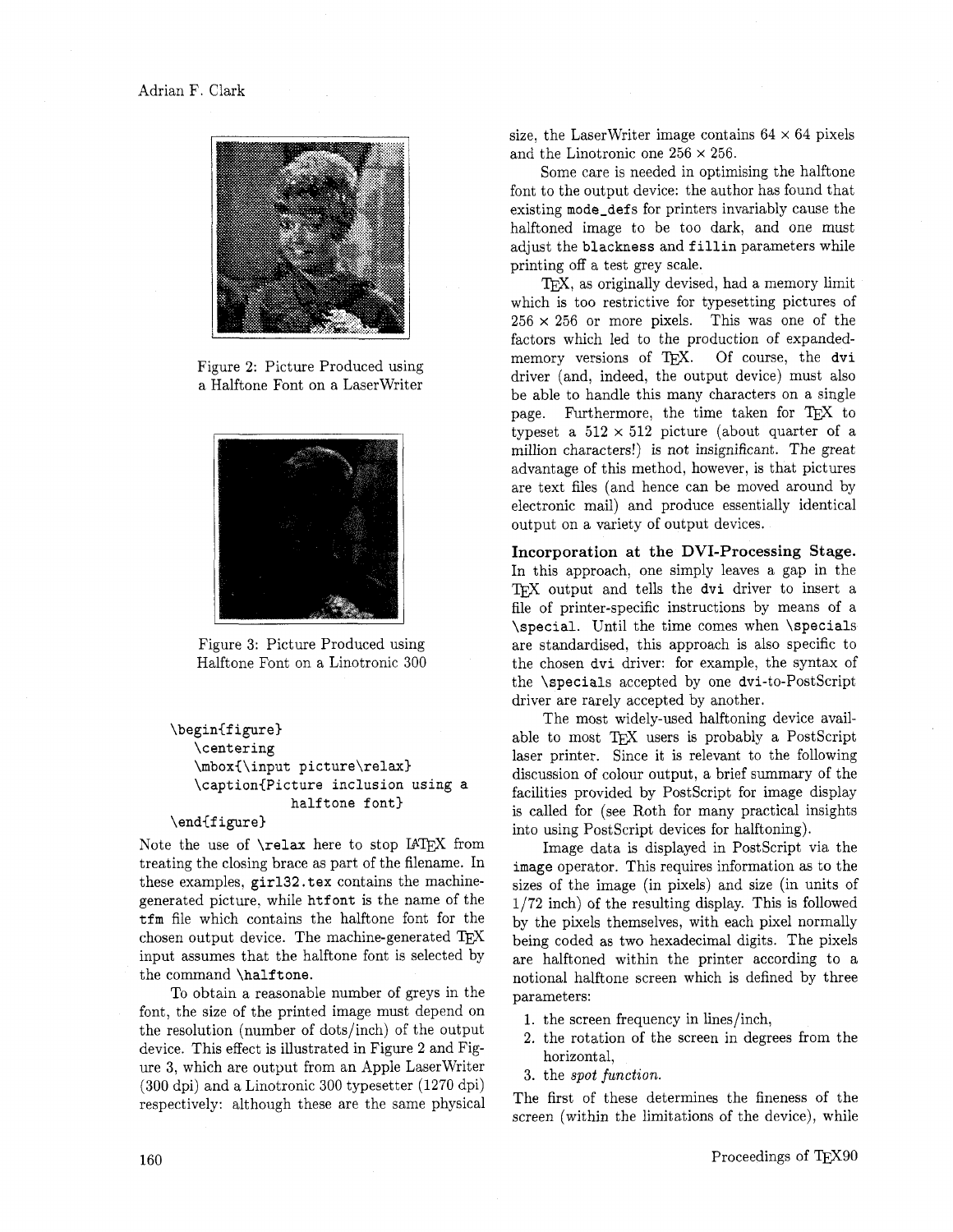Figure 2: Picture Produced using a Halftone Font on a LaserWriter

Figure 3: Picture Produced using Halftone Font on a Linotronic 300

```
\begin{figure}
   \centering
   \mbox{\input picture\relax}
   \caption{Picture inclusion using a
              halftone font}
\end{figure}
```

Note the use of `\relax` here to stop LaTeX from treating the closing brace as part of the filename. In these examples, `girl32.tex` contains the machine-generated picture, while `htfont` is the name of the `tfm` file which contains the halftone font for the chosen output device. The machine-generated TeX input assumes that the halftone font is selected by the command `\halftone`.

To obtain a reasonable number of greys in the font, the size of the printed image must depend on the resolution (number of dots/inch) of the output device. This effect is illustrated in Figure 2 and Figure 3, which are output from an Apple LaserWriter (300 dpi) and a Linotronic 300 typesetter (1270 dpi) respectively: although these are the same physical size, the LaserWriter image contains $64 \times 64$ pixels and the Linotronic one $256 \times 256$.

Some care is needed in optimising the halftone font to the output device: the author has found that existing `mode_defs` for printers invariably cause the halftoned image to be too dark, and one must adjust the `blackness` and `fillin` parameters while printing off a test grey scale.

TeX, as originally devised, had a memory limit which is too restrictive for typesetting pictures of $256 \times 256$ or more pixels. This was one of the factors which led to the production of expanded-memory versions of TeX. Of course, the **dvi** driver (and, indeed, the output device) must also be able to handle this many characters on a single page. Furthermore, the time taken for TeX to typeset a $512 \times 512$ picture (about quarter of a million characters!) is not insignificant. The great advantage of this method, however, is that pictures are text files (and hence can be moved around by electronic mail) and produce essentially identical output on a variety of output devices.

**Incorporation at the DVI-Processing Stage.** In this approach, one simply leaves a gap in the TeX output and tells the `dvi` driver to insert a file of printer-specific instructions by means of a `\special`. Until the time comes when `\specials` are standardised, this approach is also specific to the chosen `dvi` driver: for example, the syntax of the `\specials` accepted by one `dvi`-to-PostScript driver are rarely accepted by another.

The most widely-used halftoning device available to most TeX users is probably a PostScript laser printer. Since it is relevant to the following discussion of colour output, a brief summary of the facilities provided by PostScript for image display is called for (see Roth for many practical insights into using PostScript devices for halftoning).

Image data is displayed in PostScript via the `image` operator. This requires information as to the sizes of the image (in pixels) and size (in units of 1/72 inch) of the resulting display. This is followed by the pixels themselves, with each pixel normally being coded as two hexadecimal digits. The pixels are halftoned within the printer according to a notional halftone screen which is defined by three parameters:

1. the screen frequency in lines/inch,
2. the rotation of the screen in degrees from the horizontal,
3. the *spot function*.

The first of these determines the fineness of the screen (within the limitations of the device), while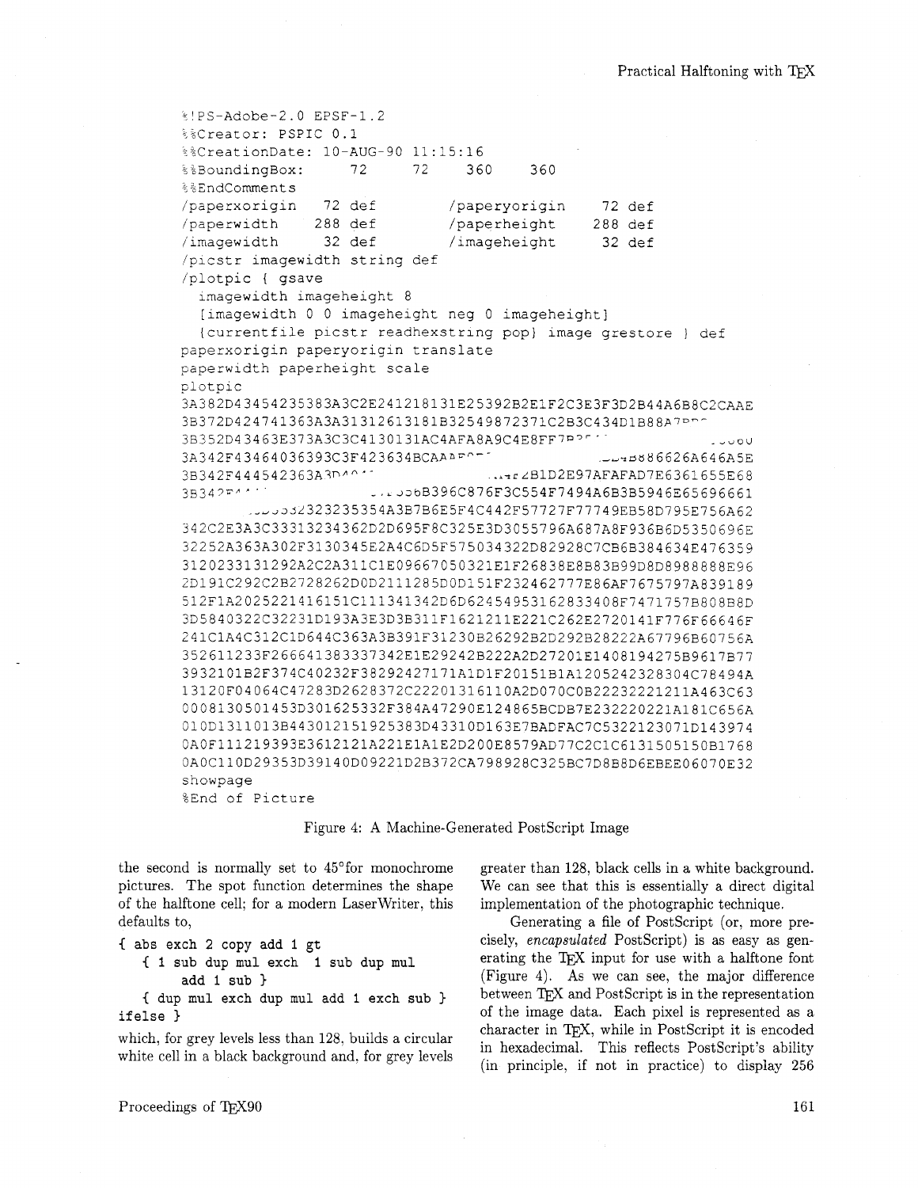```
%!PS-Adobe-2.0 EPSF-1.2
%%Creator: PSPIC 0.1
%%CreationDate: 10-AUG-90 11:15:16
%%BoundingBox:      72      72     360     360
%%EndComments
/paperxorigin   72 def          /paperyorigin    72 def
/paperwidth    288 def          /paperheight    288 def
/imagewidth     32 def          /imageheight     32 def
/picstr imagewidth string def
/plotpic { gsave
  imagewidth imageheight 8
  [imagewidth 0 0 imageheight neg 0 imageheight]
  {currentfile picstr readhexstring pop} image grestore } def
paperxorigin paperyorigin translate
paperwidth paperheight scale
plotpic
3A382D43454235383A3C2E241218131E25392B2E1F2C3E3F3D2B44A6B8C2CAAE
3B372D424741363A3A31312613181B32549872371C2B3C434D1B88A7
3B352D43463E373A3C3C4130131AC4AFA8A9C4E8FF7
3A342F43464036393C3F423634BCAA                           86626A646A5E
3B342F444542363A3                              2B1D2E97AFAFAD7E6361655E68
3B34                      6B396C876F3C554F7494A6B3B5946E65696661
         3323235354A3B7B6E5F4C442F57727F77749EB58D795E756A62
342C2E3A3C33313234362D2D695F8C325E3D3055796A687A8F936B6D5350696E
32252A363A302F3130345E2A4C6D5F575034322D82928C7CB6B384634E476359
3120233131292A2C2A311C1E09667050321E1F26838E8B83B99D8D8988888E96
2D191C292C2B2728262D0D2111285D0D151F232462777E86AF7675797A839189
512F1A2025221416151C111341342D6D6245495316283340 8F7471757B808B8D
3D5840322C32231D193A3E3D3B311F1621211E221C262E2720141F776F66646F
241C1A4C312C1D644C363A3B391F31230B26292B2D292B28222A67796B60756A
352611233F266641383337342E1E29242B222A2D27201E1408194275B9617B77
3932101B2F374C40232F38292427171A1D1F20151B1A1205242328304C78494A
13120F04064C47283D2628372C22201316110A2D070C0B22232221211A463C63
0008130501453D301625332F384A47290E124865BCDB7E232220221A181C656A
010D1311013B443012151925383D43310D163E7BADFAC7C5322123071D143974
0A0F111219393E3612121A221E1A1E2D200E8579AD77C2C1C6131505150B1768
0A0C110D29353D39140D09221D2B372CA798928C325BC7D8B8D6EBEE06070E32
showpage
%End of Picture
```

Figure 4: A Machine-Generated PostScript Image

the second is normally set to 45° for monochrome pictures. The spot function determines the shape of the halftone cell; for a modern LaserWriter, this defaults to,

```
{ abs exch 2 copy add 1 gt
   { 1 sub dup mul exch  1 sub dup mul
       add 1 sub }
   { dup mul exch dup mul add 1 exch sub }
ifelse }
```

which, for grey levels less than 128, builds a circular white cell in a black background and, for grey levels greater than 128, black cells in a white background. We can see that this is essentially a direct digital implementation of the photographic technique.

Generating a file of PostScript (or, more precisely, *encapsulated* PostScript) is as easy as generating the TEX input for use with a halftone font (Figure 4). As we can see, the major difference between TEX and PostScript is in the representation of the image data. Each pixel is represented as a character in TEX, while in PostScript it is encoded in hexadecimal. This reflects PostScript's ability (in principle, if not in practice) to display 256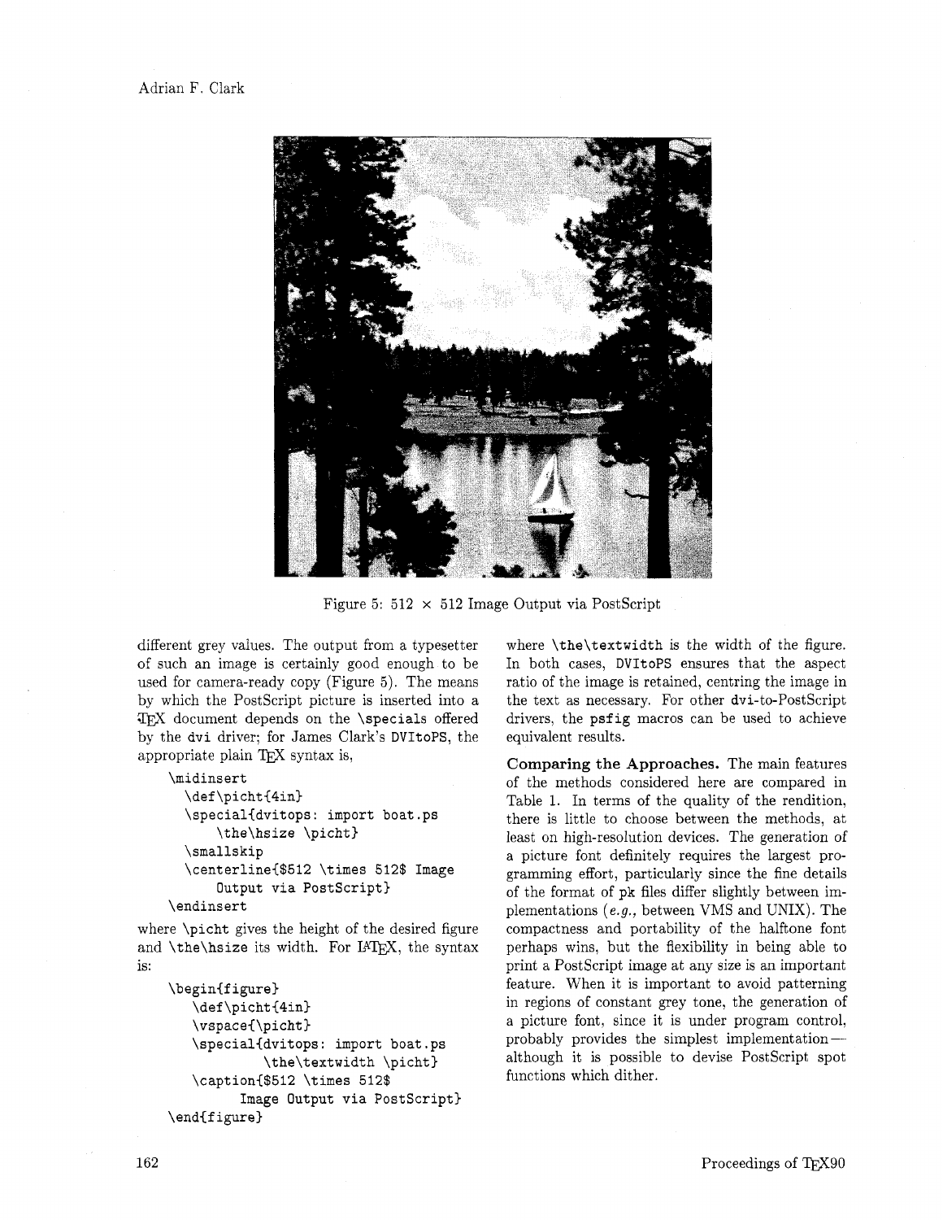Figure 5: 512 × 512 Image Output via PostScript

different grey values. The output from a typesetter of such an image is certainly good enough to be used for camera-ready copy (Figure 5). The means by which the PostScript picture is inserted into a TeX document depends on the `\specials` offered by the `dvi` driver; for James Clark's `DVItoPS`, the appropriate plain TeX syntax is,

```
\midinsert
  \def\picht{4in}
  \special{dvitops: import boat.ps
      \the\hsize \picht}
  \smallskip
  \centerline{$512 \times 512$ Image
      Output via PostScript}
\endinsert
```

where `\picht` gives the height of the desired figure and `\the\hsize` its width. For LaTeX, the syntax is:

```
\begin{figure}
   \def\picht{4in}
   \vspace{\picht}
   \special{dvitops: import boat.ps
          \the\textwidth \picht}
   \caption{$512 \times 512$
         Image Output via PostScript}
\end{figure}
```

where `\the\textwidth` is the width of the figure. In both cases, `DVItoPS` ensures that the aspect ratio of the image is retained, centring the image in the text as necessary. For other `dvi`-to-PostScript drivers, the `psfig` macros can be used to achieve equivalent results.

**Comparing the Approaches.** The main features of the methods considered here are compared in Table 1. In terms of the quality of the rendition, there is little to choose between the methods, at least on high-resolution devices. The generation of a picture font definitely requires the largest programming effort, particularly since the fine details of the format of `pk` files differ slightly between implementations (*e.g.,* between VMS and UNIX). The compactness and portability of the halftone font perhaps wins, but the flexibility in being able to print a PostScript image at any size is an important feature. When it is important to avoid patterning in regions of constant grey tone, the generation of a picture font, since it is under program control, probably provides the simplest implementation—although it is possible to devise PostScript spot functions which dither.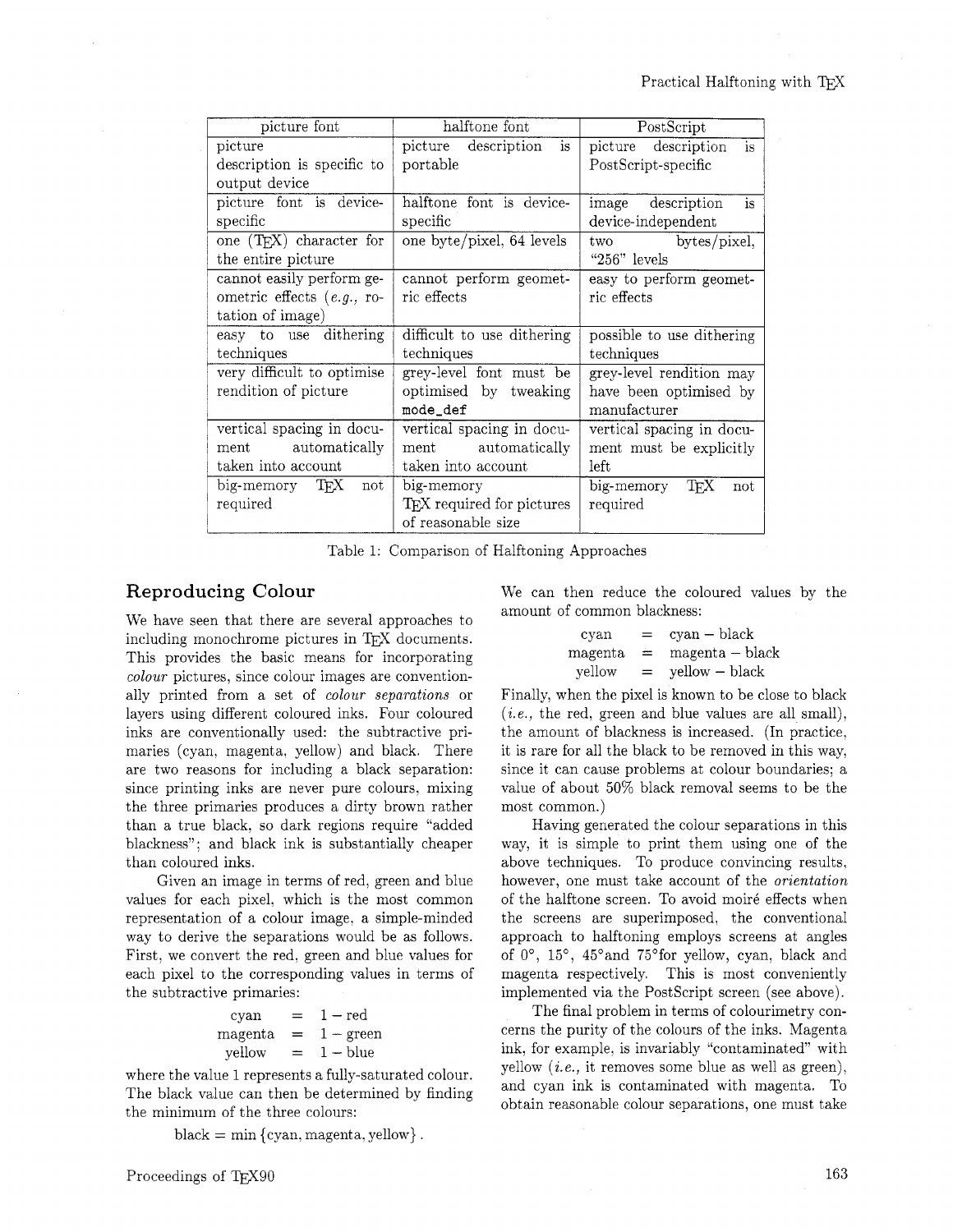| picture font | halftone font | PostScript |
|---|---|---|
| picture description is specific to output device | picture description is portable | picture description is PostScript-specific |
| picture font is device-specific | halftone font is device-specific | image description is device-independent |
| one (TeX) character for the entire picture | one byte/pixel, 64 levels | two bytes/pixel, "256" levels |
| cannot easily perform geometric effects (*e.g.,* rotation of image) | cannot perform geometric effects | easy to perform geometric effects |
| easy to use dithering techniques | difficult to use dithering techniques | possible to use dithering techniques |
| very difficult to optimise rendition of picture | grey-level font must be optimised by tweaking `mode_def` | grey-level rendition may have been optimised by manufacturer |
| vertical spacing in document automatically taken into account | vertical spacing in document automatically taken into account | vertical spacing in document must be explicitly left |
| big-memory TeX not required | big-memory TeX required for pictures of reasonable size | big-memory TeX not required |

Table 1: Comparison of Halftoning Approaches

## Reproducing Colour

We have seen that there are several approaches to including monochrome pictures in TeX documents. This provides the basic means for incorporating *colour* pictures, since colour images are conventionally printed from a set of *colour separations* or layers using different coloured inks. Four coloured inks are conventionally used: the subtractive primaries (cyan, magenta, yellow) and black. There are two reasons for including a black separation: since printing inks are never pure colours, mixing the three primaries produces a dirty brown rather than a true black, so dark regions require "added blackness"; and black ink is substantially cheaper than coloured inks.

Given an image in terms of red, green and blue values for each pixel, which is the most common representation of a colour image, a simple-minded way to derive the separations would be as follows. First, we convert the red, green and blue values for each pixel to the corresponding values in terms of the subtractive primaries:

$$\begin{aligned} \text{cyan} &= 1 - \text{red} \\ \text{magenta} &= 1 - \text{green} \\ \text{yellow} &= 1 - \text{blue} \end{aligned}$$

where the value 1 represents a fully-saturated colour. The black value can then be determined by finding the minimum of the three colours:

$$\text{black} = \min\{\text{cyan}, \text{magenta}, \text{yellow}\}.$$

We can then reduce the coloured values by the amount of common blackness:

$$\begin{aligned} \text{cyan} &= \text{cyan} - \text{black} \\ \text{magenta} &= \text{magenta} - \text{black} \\ \text{yellow} &= \text{yellow} - \text{black} \end{aligned}$$

Finally, when the pixel is known to be close to black (*i.e.,* the red, green and blue values are all small), the amount of blackness is increased. (In practice, it is rare for all the black to be removed in this way, since it can cause problems at colour boundaries; a value of about 50% black removal seems to be the most common.)

Having generated the colour separations in this way, it is simple to print them using one of the above techniques. To produce convincing results, however, one must take account of the *orientation* of the halftone screen. To avoid moiré effects when the screens are superimposed, the conventional approach to halftoning employs screens at angles of 0°, 15°, 45°and 75°for yellow, cyan, black and magenta respectively. This is most conveniently implemented via the PostScript screen (see above).

The final problem in terms of colourimetry concerns the purity of the colours of the inks. Magenta ink, for example, is invariably "contaminated" with yellow (*i.e.,* it removes some blue as well as green), and cyan ink is contaminated with magenta. To obtain reasonable colour separations, one must take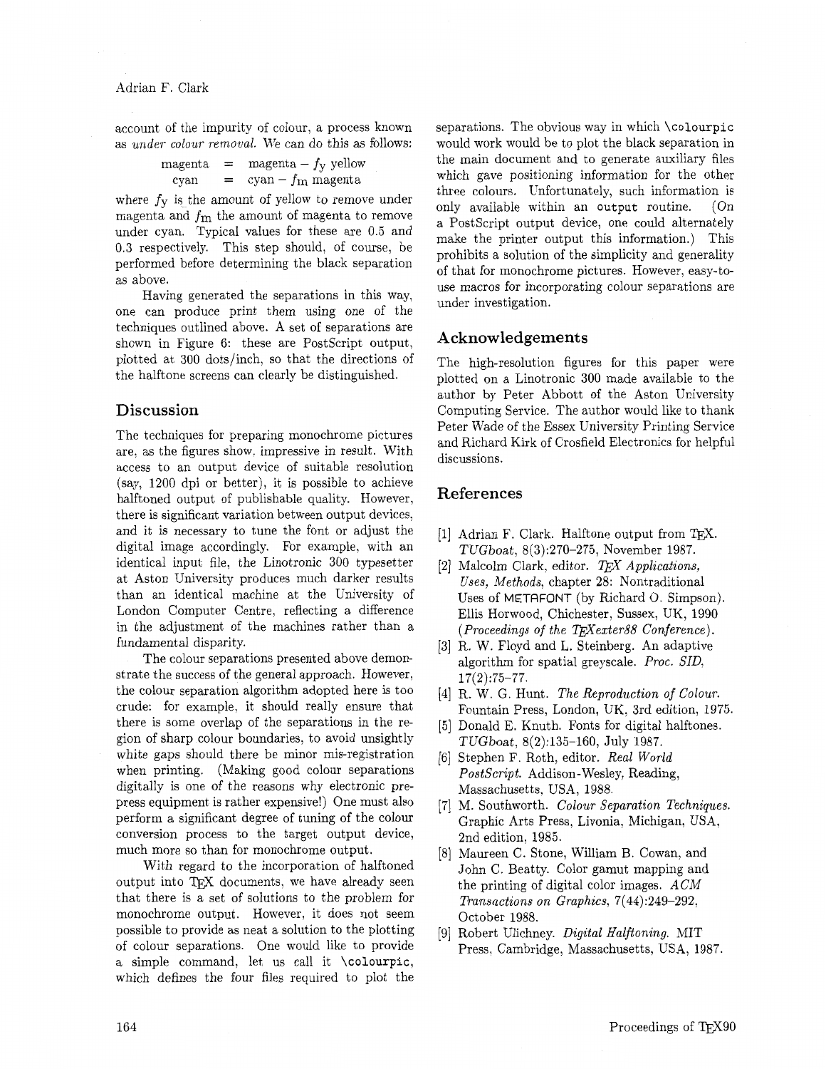account of the impurity of colour, a process known as *under colour removal*. We can do this as follows:

$$\begin{aligned} \text{magenta} &= \text{magenta} - f_y \text{ yellow} \\ \text{cyan} &= \text{cyan} - f_m \text{ magenta} \end{aligned}$$

where $f_y$ is the amount of yellow to remove under magenta and $f_m$ the amount of magenta to remove under cyan. Typical values for these are 0.5 and 0.3 respectively. This step should, of course, be performed before determining the black separation as above.

Having generated the separations in this way, one can produce print them using one of the techniques outlined above. A set of separations are shown in Figure 6: these are PostScript output, plotted at 300 dots/inch, so that the directions of the halftone screens can clearly be distinguished.

## Discussion

The techniques for preparing monochrome pictures are, as the figures show, impressive in result. With access to an output device of suitable resolution (say, 1200 dpi or better), it is possible to achieve halftoned output of publishable quality. However, there is significant variation between output devices, and it is necessary to tune the font or adjust the digital image accordingly. For example, with an identical input file, the Linotronic 300 typesetter at Aston University produces much darker results than an identical machine at the University of London Computer Centre, reflecting a difference in the adjustment of the machines rather than a fundamental disparity.

The colour separations presented above demonstrate the success of the general approach. However, the colour separation algorithm adopted here is too crude: for example, it should really ensure that there is some overlap of the separations in the region of sharp colour boundaries, to avoid unsightly white gaps should there be minor mis-registration when printing. (Making good colour separations digitally is one of the reasons why electronic prepress equipment is rather expensive!) One must also perform a significant degree of tuning of the colour conversion process to the target output device, much more so than for monochrome output.

With regard to the incorporation of halftoned output into TeX documents, we have already seen that there is a set of solutions to the problem for monochrome output. However, it does not seem possible to provide as neat a solution to the plotting of colour separations. One would like to provide a simple command, let us call it `\colourpic`, which defines the four files required to plot the separations. The obvious way in which `\colourpic` would work would be to plot the black separation in the main document and to generate auxiliary files which gave positioning information for the other three colours. Unfortunately, such information is only available within an `output` routine. (On a PostScript output device, one could alternately make the printer output this information.) This prohibits a solution of the simplicity and generality of that for monochrome pictures. However, easy-to-use macros for incorporating colour separations are under investigation.

## Acknowledgements

The high-resolution figures for this paper were plotted on a Linotronic 300 made available to the author by Peter Abbott of the Aston University Computing Service. The author would like to thank Peter Wade of the Essex University Printing Service and Richard Kirk of Crosfield Electronics for helpful discussions.

## References

[1] Adrian F. Clark. Halftone output from TeX. *TUGboat*, 8(3):270–275, November 1987.

[2] Malcolm Clark, editor. *TeX Applications, Uses, Methods*, chapter 28: Nontraditional Uses of METAFONT (by Richard O. Simpson). Ellis Horwood, Chichester, Sussex, UK, 1990 (*Proceedings of the TeXexter88 Conference*).

[3] R. W. Floyd and L. Steinberg. An adaptive algorithm for spatial greyscale. *Proc. SID*, 17(2):75–77.

[4] R. W. G. Hunt. *The Reproduction of Colour*. Fountain Press, London, UK, 3rd edition, 1975.

[5] Donald E. Knuth. Fonts for digital halftones. *TUGboat*, 8(2):135–160, July 1987.

[6] Stephen F. Roth, editor. *Real World PostScript*. Addison-Wesley, Reading, Massachusetts, USA, 1988.

[7] M. Southworth. *Colour Separation Techniques*. Graphic Arts Press, Livonia, Michigan, USA, 2nd edition, 1985.

[8] Maureen C. Stone, William B. Cowan, and John C. Beatty. Color gamut mapping and the printing of digital color images. *ACM Transactions on Graphics*, 7(44):249–292, October 1988.

[9] Robert Ulichney. *Digital Halftoning*. MIT Press, Cambridge, Massachusetts, USA, 1987.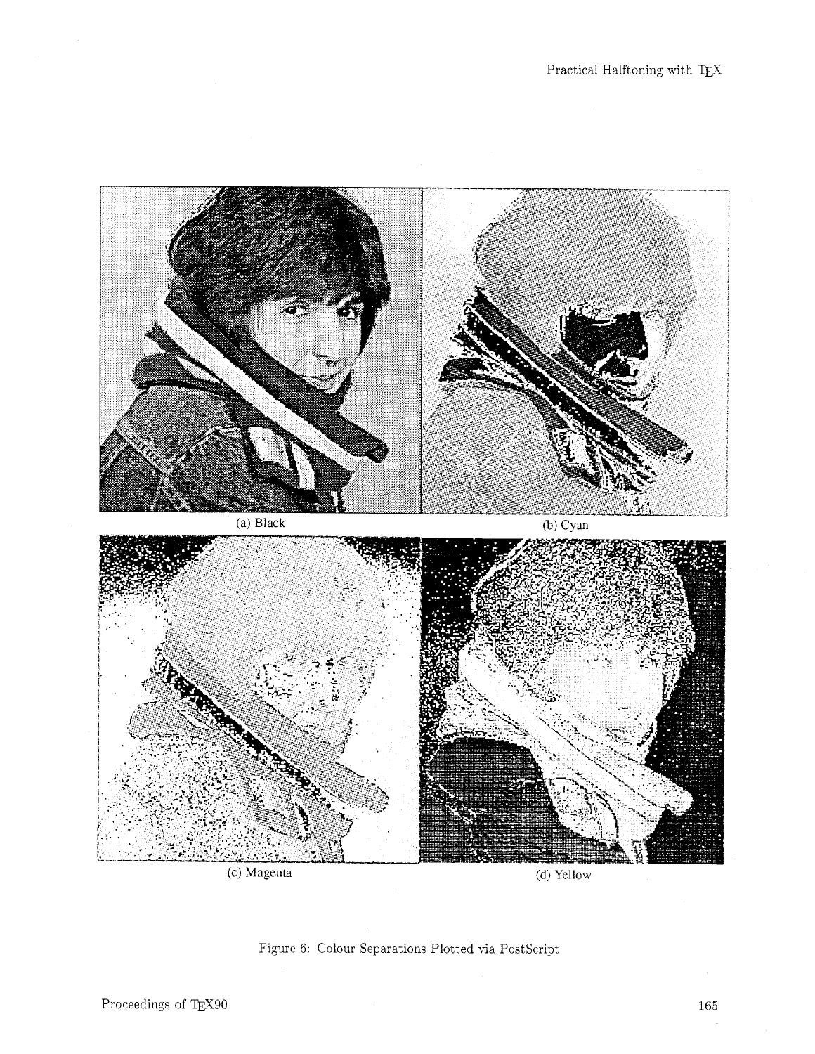(a) Black

(b) Cyan

(c) Magenta

(d) Yellow

Figure 6: Colour Separations Plotted via PostScript